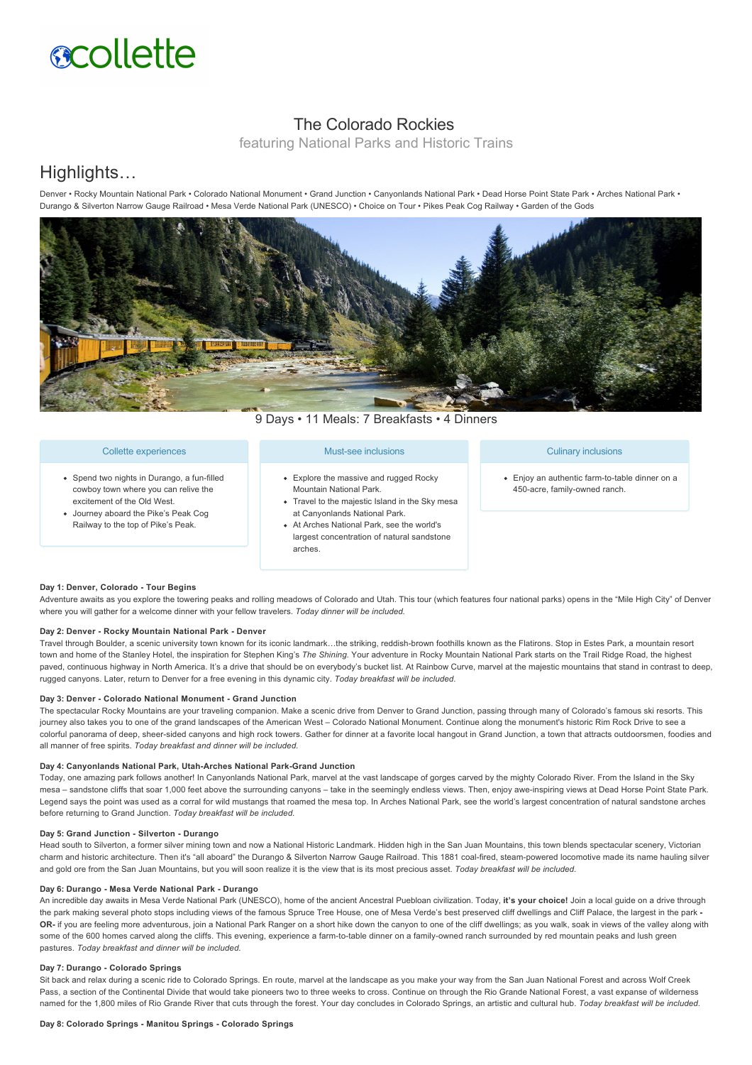collette

# The Colorado Rockies

featuring National Parks and Historic Trains

## Highlights…

Denver • Rocky Mountain National Park • Colorado National Monument • Grand Junction • Canyonlands National Park • Dead Horse Point State Park • Arches National Park • Durango & Silverton Narrow Gauge Railroad • Mesa Verde National Park (UNESCO) • Choice on Tour • Pikes Peak Cog Railway • Garden of the Gods

9 Days • 11 Meals: 7 Breakfasts • 4 Dinners

### Collette experiences

- Spend two nights in Durango, a fun-filled cowboy town where you can relive the excitement of the Old West.
- Journey aboard the Pike's Peak Cog Railway to the top of Pike's Peak.

### Must-see inclusions

- Explore the massive and rugged Rocky Mountain National Park.
- Travel to the majestic Island in the Sky mesa at Canyonlands National Park.
- At Arches National Park, see the world's largest concentration of natural sandstone arches.

### Culinary inclusions

- Enjoy an authentic farm-to-table dinner on a 450-acre, family-owned ranch.

**Day 1: Denver, Colorado - Tour Begins**

Adventure awaits as you explore the towering peaks and rolling meadows of Colorado and Utah. This tour (which features four national parks) opens in the "Mile High City" of Denver where you will gather for a welcome dinner with your fellow travelers. *Today dinner will be included.*

**Day 2: Denver - Rocky Mountain National Park - Denver**

Travel through Boulder, a scenic university town known for its iconic landmark…the striking, reddish-brown foothills known as the Flatirons. Stop in Estes Park, a mountain resort town and home of the Stanley Hotel, the inspiration for Stephen King's *The Shining.* Your adventure in Rocky Mountain National Park starts on the Trail Ridge Road, the highest paved, continuous highway in North America. It's a drive that should be on everybody's bucket list. At Rainbow Curve, marvel at the majestic mountains that stand in contrast to deep, rugged canyons. Later, return to Denver for a free evening in this dynamic city. *Today breakfast will be included.*

**Day 3: Denver - Colorado National Monument - Grand Junction**

The spectacular Rocky Mountains are your traveling companion. Make a scenic drive from Denver to Grand Junction, passing through many of Colorado's famous ski resorts. This journey also takes you to one of the grand landscapes of the American West – Colorado National Monument. Continue along the monument's historic Rim Rock Drive to see a colorful panorama of deep, sheer-sided canyons and high rock towers. Gather for dinner at a favorite local hangout in Grand Junction, a town that attracts outdoorsmen, foodies and all manner of free spirits. *Today breakfast and dinner will be included.*

**Day 4: Canyonlands National Park, Utah-Arches National Park-Grand Junction**

Today, one amazing park follows another! In Canyonlands National Park, marvel at the vast landscape of gorges carved by the mighty Colorado River. From the Island in the Sky mesa – sandstone cliffs that soar 1,000 feet above the surrounding canyons – take in the seemingly endless views. Then, enjoy awe-inspiring views at Dead Horse Point State Park. Legend says the point was used as a corral for wild mustangs that roamed the mesa top. In Arches National Park, see the world's largest concentration of natural sandstone arches before returning to Grand Junction. *Today breakfast will be included.*

**Day 5: Grand Junction - Silverton - Durango**

Head south to Silverton, a former silver mining town and now a National Historic Landmark. Hidden high in the San Juan Mountains, this town blends spectacular scenery, Victorian charm and historic architecture. Then it's "all aboard" the Durango & Silverton Narrow Gauge Railroad. This 1881 coal-fired, steam-powered locomotive made its name hauling silver and gold ore from the San Juan Mountains, but you will soon realize it is the view that is its most precious asset. *Today breakfast will be included.*

**Day 6: Durango - Mesa Verde National Park - Durango**

An incredible day awaits in Mesa Verde National Park (UNESCO), home of the ancient Ancestral Puebloan civilization. Today, **it's your choice!** Join a local guide on a drive through the park making several photo stops including views of the famous Spruce Tree House, one of Mesa Verde's best preserved cliff dwellings and Cliff Palace, the largest in the park **-OR-** if you are feeling more adventurous, join a National Park Ranger on a short hike down the canyon to one of the cliff dwellings; as you walk, soak in views of the valley along with some of the 600 homes carved along the cliffs. This evening, experience a farm-to-table dinner on a family-owned ranch surrounded by red mountain peaks and lush green pastures. *Today breakfast and dinner will be included.*

**Day 7: Durango - Colorado Springs**

Sit back and relax during a scenic ride to Colorado Springs. En route, marvel at the landscape as you make your way from the San Juan National Forest and across Wolf Creek Pass, a section of the Continental Divide that would take pioneers two to three weeks to cross. Continue on through the Rio Grande National Forest, a vast expanse of wilderness named for the 1,800 miles of Rio Grande River that cuts through the forest. Your day concludes in Colorado Springs, an artistic and cultural hub. *Today breakfast will be included.*

**Day 8: Colorado Springs - Manitou Springs - Colorado Springs**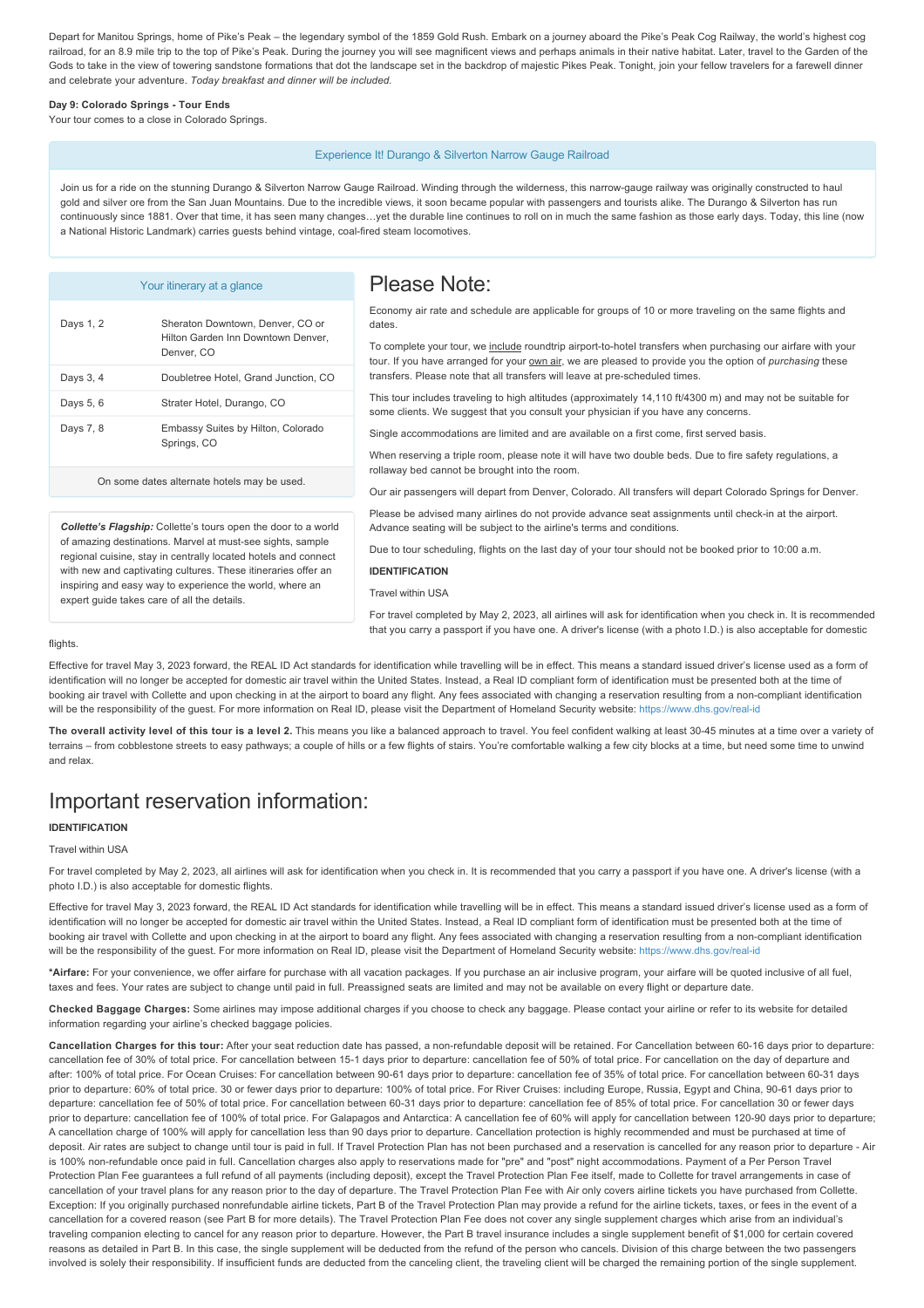Depart for Manitou Springs, home of Pike's Peak – the legendary symbol of the 1859 Gold Rush. Embark on a journey aboard the Pike's Peak Cog Railway, the world's highest cog railroad, for an 8.9 mile trip to the top of Pike's Peak. During the journey you will see magnificent views and perhaps animals in their native habitat. Later, travel to the Garden of the Gods to take in the view of towering sandstone formations that dot the landscape set in the backdrop of majestic Pikes Peak. Tonight, join your fellow travelers for a farewell dinner and celebrate your adventure. *Today breakfast and dinner will be included.*

**Day 9: Colorado Springs - Tour Ends**

Your tour comes to a close in Colorado Springs.

### Experience It! Durango & Silverton Narrow Gauge Railroad

Join us for a ride on the stunning Durango & Silverton Narrow Gauge Railroad. Winding through the wilderness, this narrow-gauge railway was originally constructed to haul gold and silver ore from the San Juan Mountains. Due to the incredible views, it soon became popular with passengers and tourists alike. The Durango & Silverton has run continuously since 1881. Over that time, it has seen many changes…yet the durable line continues to roll on in much the same fashion as those early days. Today, this line (now a National Historic Landmark) carries guests behind vintage, coal-fired steam locomotives.

### Your itinerary at a glance

| | |
|---|---|
| Days 1, 2 | Sheraton Downtown, Denver, CO or Hilton Garden Inn Downtown Denver, Denver, CO |
| Days 3, 4 | Doubletree Hotel, Grand Junction, CO |
| Days 5, 6 | Strater Hotel, Durango, CO |
| Days 7, 8 | Embassy Suites by Hilton, Colorado Springs, CO |

On some dates alternate hotels may be used.

***Collette's Flagship:*** Collette's tours open the door to a world of amazing destinations. Marvel at must-see sights, sample regional cuisine, stay in centrally located hotels and connect with new and captivating cultures. These itineraries offer an inspiring and easy way to experience the world, where an expert guide takes care of all the details.

# Please Note:

Economy air rate and schedule are applicable for groups of 10 or more traveling on the same flights and dates.

To complete your tour, we include roundtrip airport-to-hotel transfers when purchasing our airfare with your tour. If you have arranged for your own air, we are pleased to provide you the option of *purchasing* these transfers. Please note that all transfers will leave at pre-scheduled times.

This tour includes traveling to high altitudes (approximately 14,110 ft/4300 m) and may not be suitable for some clients. We suggest that you consult your physician if you have any concerns.

Single accommodations are limited and are available on a first come, first served basis.

When reserving a triple room, please note it will have two double beds. Due to fire safety regulations, a rollaway bed cannot be brought into the room.

Our air passengers will depart from Denver, Colorado. All transfers will depart Colorado Springs for Denver.

Please be advised many airlines do not provide advance seat assignments until check-in at the airport. Advance seating will be subject to the airline's terms and conditions.

Due to tour scheduling, flights on the last day of your tour should not be booked prior to 10:00 a.m.

**IDENTIFICATION**

Travel within USA

For travel completed by May 2, 2023, all airlines will ask for identification when you check in. It is recommended that you carry a passport if you have one. A driver's license (with a photo I.D.) is also acceptable for domestic flights.

Effective for travel May 3, 2023 forward, the REAL ID Act standards for identification while travelling will be in effect. This means a standard issued driver's license used as a form of identification will no longer be accepted for domestic air travel within the United States. Instead, a Real ID compliant form of identification must be presented both at the time of booking air travel with Collette and upon checking in at the airport to board any flight. Any fees associated with changing a reservation resulting from a non-compliant identification will be the responsibility of the guest. For more information on Real ID, please visit the Department of Homeland Security website: https://www.dhs.gov/real-id

**The overall activity level of this tour is a level 2.** This means you like a balanced approach to travel. You feel confident walking at least 30-45 minutes at a time over a variety of terrains – from cobblestone streets to easy pathways; a couple of hills or a few flights of stairs. You're comfortable walking a few city blocks at a time, but need some time to unwind and relax.

# Important reservation information:

**IDENTIFICATION**

Travel within USA

For travel completed by May 2, 2023, all airlines will ask for identification when you check in. It is recommended that you carry a passport if you have one. A driver's license (with a photo I.D.) is also acceptable for domestic flights.

Effective for travel May 3, 2023 forward, the REAL ID Act standards for identification while travelling will be in effect. This means a standard issued driver's license used as a form of identification will no longer be accepted for domestic air travel within the United States. Instead, a Real ID compliant form of identification must be presented both at the time of booking air travel with Collette and upon checking in at the airport to board any flight. Any fees associated with changing a reservation resulting from a non-compliant identification will be the responsibility of the guest. For more information on Real ID, please visit the Department of Homeland Security website: https://www.dhs.gov/real-id

**\*Airfare:** For your convenience, we offer airfare for purchase with all vacation packages. If you purchase an air inclusive program, your airfare will be quoted inclusive of all fuel, taxes and fees. Your rates are subject to change until paid in full. Preassigned seats are limited and may not be available on every flight or departure date.

**Checked Baggage Charges:** Some airlines may impose additional charges if you choose to check any baggage. Please contact your airline or refer to its website for detailed information regarding your airline's checked baggage policies.

**Cancellation Charges for this tour:** After your seat reduction date has passed, a non-refundable deposit will be retained. For Cancellation between 60-16 days prior to departure: cancellation fee of 30% of total price. For cancellation between 15-1 days prior to departure: cancellation fee of 50% of total price. For cancellation on the day of departure and after: 100% of total price. For Ocean Cruises: For cancellation between 90-61 days prior to departure: cancellation fee of 35% of total price. For cancellation between 60-31 days prior to departure: 60% of total price. 30 or fewer days prior to departure: 100% of total price. For River Cruises: including Europe, Russia, Egypt and China, 90-61 days prior to departure: cancellation fee of 50% of total price. For cancellation between 60-31 days prior to departure: cancellation fee of 85% of total price. For cancellation 30 or fewer days prior to departure: cancellation fee of 100% of total price. For Galapagos and Antarctica: A cancellation fee of 60% will apply for cancellation between 120-90 days prior to departure; A cancellation charge of 100% will apply for cancellation less than 90 days prior to departure. Cancellation protection is highly recommended and must be purchased at time of deposit. Air rates are subject to change until tour is paid in full. If Travel Protection Plan has not been purchased and a reservation is cancelled for any reason prior to departure - Air is 100% non-refundable once paid in full. Cancellation charges also apply to reservations made for "pre" and "post" night accommodations. Payment of a Per Person Travel Protection Plan Fee guarantees a full refund of all payments (including deposit), except the Travel Protection Plan Fee itself, made to Collette for travel arrangements in case of cancellation of your travel plans for any reason prior to the day of departure. The Travel Protection Plan Fee with Air only covers airline tickets you have purchased from Collette. Exception: If you originally purchased nonrefundable airline tickets, Part B of the Travel Protection Plan may provide a refund for the airline tickets, taxes, or fees in the event of a cancellation for a covered reason (see Part B for more details). The Travel Protection Plan Fee does not cover any single supplement charges which arise from an individual's traveling companion electing to cancel for any reason prior to departure. However, the Part B travel insurance includes a single supplement benefit of $1,000 for certain covered reasons as detailed in Part B. In this case, the single supplement will be deducted from the refund of the person who cancels. Division of this charge between the two passengers involved is solely their responsibility. If insufficient funds are deducted from the canceling client, the traveling client will be charged the remaining portion of the single supplement.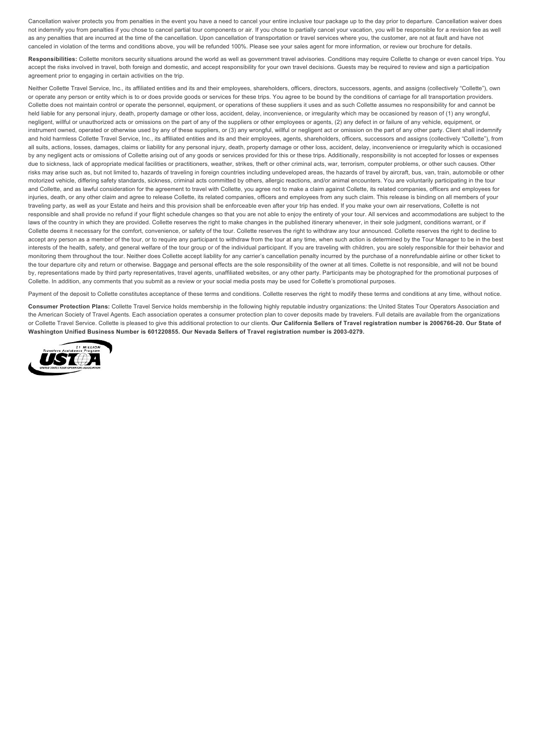Cancellation waiver protects you from penalties in the event you have a need to cancel your entire inclusive tour package up to the day prior to departure. Cancellation waiver does not indemnify you from penalties if you chose to cancel partial tour components or air. If you chose to partially cancel your vacation, you will be responsible for a revision fee as well as any penalties that are incurred at the time of the cancellation. Upon cancellation of transportation or travel services where you, the customer, are not at fault and have not canceled in violation of the terms and conditions above, you will be refunded 100%. Please see your sales agent for more information, or review our brochure for details.

**Responsibilities:** Collette monitors security situations around the world as well as government travel advisories. Conditions may require Collette to change or even cancel trips. You accept the risks involved in travel, both foreign and domestic, and accept responsibility for your own travel decisions. Guests may be required to review and sign a participation agreement prior to engaging in certain activities on the trip.

Neither Collette Travel Service, Inc., its affiliated entities and its and their employees, shareholders, officers, directors, successors, agents, and assigns (collectively "Collette"), own or operate any person or entity which is to or does provide goods or services for these trips. You agree to be bound by the conditions of carriage for all transportation providers. Collette does not maintain control or operate the personnel, equipment, or operations of these suppliers it uses and as such Collette assumes no responsibility for and cannot be held liable for any personal injury, death, property damage or other loss, accident, delay, inconvenience, or irregularity which may be occasioned by reason of (1) any wrongful, negligent, willful or unauthorized acts or omissions on the part of any of the suppliers or other employees or agents, (2) any defect in or failure of any vehicle, equipment, or instrument owned, operated or otherwise used by any of these suppliers, or (3) any wrongful, willful or negligent act or omission on the part of any other party. Client shall indemnify and hold harmless Collette Travel Service, Inc., its affiliated entities and its and their employees, agents, shareholders, officers, successors and assigns (collectively "Collette"), from all suits, actions, losses, damages, claims or liability for any personal injury, death, property damage or other loss, accident, delay, inconvenience or irregularity which is occasioned by any negligent acts or omissions of Collette arising out of any goods or services provided for this or these trips. Additionally, responsibility is not accepted for losses or expenses due to sickness, lack of appropriate medical facilities or practitioners, weather, strikes, theft or other criminal acts, war, terrorism, computer problems, or other such causes. Other risks may arise such as, but not limited to, hazards of traveling in foreign countries including undeveloped areas, the hazards of travel by aircraft, bus, van, train, automobile or other motorized vehicle, differing safety standards, sickness, criminal acts committed by others, allergic reactions, and/or animal encounters. You are voluntarily participating in the tour and Collette, and as lawful consideration for the agreement to travel with Collette, you agree not to make a claim against Collette, its related companies, officers and employees for injuries, death, or any other claim and agree to release Collette, its related companies, officers and employees from any such claim. This release is binding on all members of your traveling party, as well as your Estate and heirs and this provision shall be enforceable even after your trip has ended. If you make your own air reservations, Collette is not responsible and shall provide no refund if your flight schedule changes so that you are not able to enjoy the entirety of your tour. All services and accommodations are subject to the laws of the country in which they are provided. Collette reserves the right to make changes in the published itinerary whenever, in their sole judgment, conditions warrant, or if Collette deems it necessary for the comfort, convenience, or safety of the tour. Collette reserves the right to withdraw any tour announced. Collette reserves the right to decline to accept any person as a member of the tour, or to require any participant to withdraw from the tour at any time, when such action is determined by the Tour Manager to be in the best interests of the health, safety, and general welfare of the tour group or of the individual participant. If you are traveling with children, you are solely responsible for their behavior and monitoring them throughout the tour. Neither does Collette accept liability for any carrier's cancellation penalty incurred by the purchase of a nonrefundable airline or other ticket to the tour departure city and return or otherwise. Baggage and personal effects are the sole responsibility of the owner at all times. Collette is not responsible, and will not be bound by, representations made by third party representatives, travel agents, unaffiliated websites, or any other party. Participants may be photographed for the promotional purposes of Collette. In addition, any comments that you submit as a review or your social media posts may be used for Collette's promotional purposes.

Payment of the deposit to Collette constitutes acceptance of these terms and conditions. Collette reserves the right to modify these terms and conditions at any time, without notice.

**Consumer Protection Plans:** Collette Travel Service holds membership in the following highly reputable industry organizations: the United States Tour Operators Association and the American Society of Travel Agents. Each association operates a consumer protection plan to cover deposits made by travelers. Full details are available from the organizations or Collette Travel Service. Collette is pleased to give this additional protection to our clients. **Our California Sellers of Travel registration number is 2006766-20. Our State of Washington Unified Business Number is 601220855. Our Nevada Sellers of Travel registration number is 2003-0279.**

$1 MILLION
Travelers Assistance Program
USTOA
UNITED STATES TOUR OPERATORS ASSOCIATION